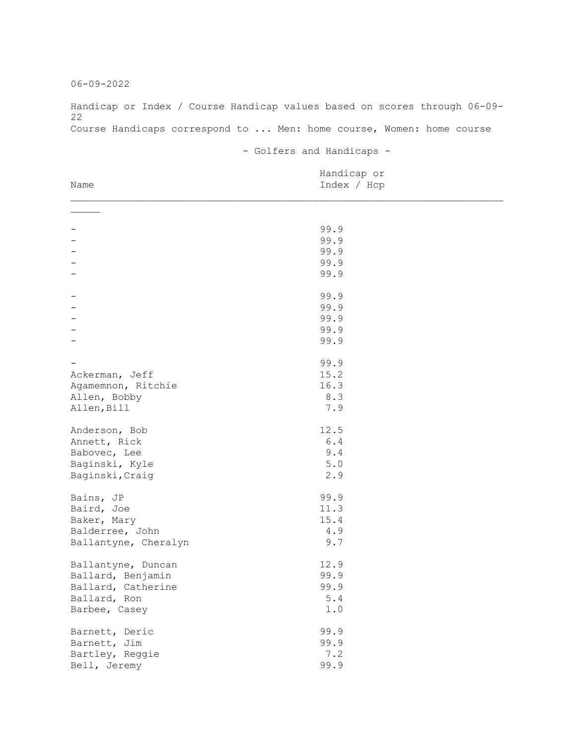06-09-2022

Handicap or Index / Course Handicap values based on scores through 06-09-22

Course Handicaps correspond to ... Men: home course, Women: home course

- Golfers and Handicaps -

| Name | Handicap or Index / Hcp |
|---|---|
| - | 99.9 |
| - | 99.9 |
| - | 99.9 |
| - | 99.9 |
| - | 99.9 |
| - | 99.9 |
| - | 99.9 |
| - | 99.9 |
| - | 99.9 |
| - | 99.9 |
| - | 99.9 |
| Ackerman, Jeff | 15.2 |
| Agamemnon, Ritchie | 16.3 |
| Allen, Bobby | 8.3 |
| Allen,Bill | 7.9 |
| Anderson, Bob | 12.5 |
| Annett, Rick | 6.4 |
| Babovec, Lee | 9.4 |
| Baginski, Kyle | 5.0 |
| Baginski,Craig | 2.9 |
| Bains, JP | 99.9 |
| Baird, Joe | 11.3 |
| Baker, Mary | 15.4 |
| Balderree, John | 4.9 |
| Ballantyne, Cheralyn | 9.7 |
| Ballantyne, Duncan | 12.9 |
| Ballard, Benjamin | 99.9 |
| Ballard, Catherine | 99.9 |
| Ballard, Ron | 5.4 |
| Barbee, Casey | 1.0 |
| Barnett, Deric | 99.9 |
| Barnett, Jim | 99.9 |
| Bartley, Reggie | 7.2 |
| Bell, Jeremy | 99.9 |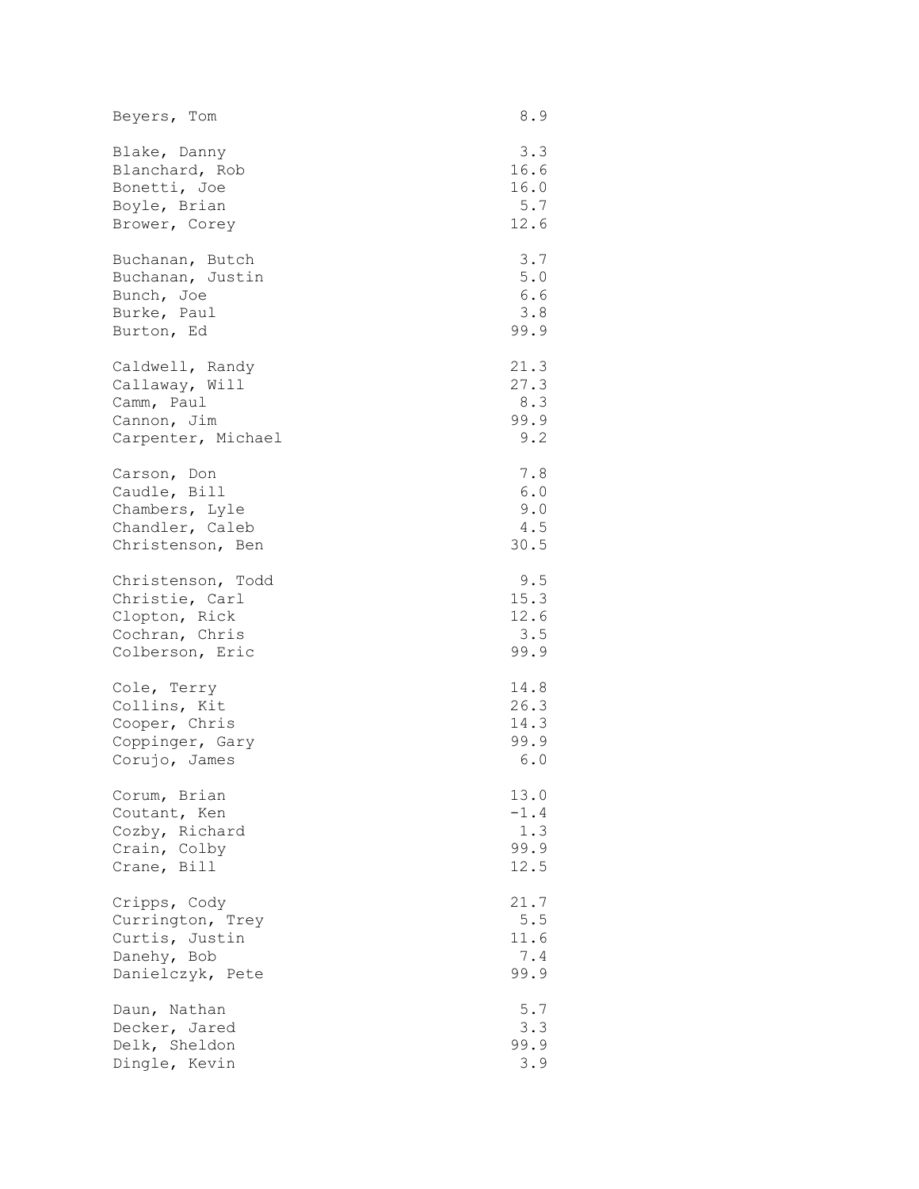| Name | Value |
| --- | --- |
| Beyers, Tom | 8.9 |
| Blake, Danny | 3.3 |
| Blanchard, Rob | 16.6 |
| Bonetti, Joe | 16.0 |
| Boyle, Brian | 5.7 |
| Brower, Corey | 12.6 |
| Buchanan, Butch | 3.7 |
| Buchanan, Justin | 5.0 |
| Bunch, Joe | 6.6 |
| Burke, Paul | 3.8 |
| Burton, Ed | 99.9 |
| Caldwell, Randy | 21.3 |
| Callaway, Will | 27.3 |
| Camm, Paul | 8.3 |
| Cannon, Jim | 99.9 |
| Carpenter, Michael | 9.2 |
| Carson, Don | 7.8 |
| Caudle, Bill | 6.0 |
| Chambers, Lyle | 9.0 |
| Chandler, Caleb | 4.5 |
| Christenson, Ben | 30.5 |
| Christenson, Todd | 9.5 |
| Christie, Carl | 15.3 |
| Clopton, Rick | 12.6 |
| Cochran, Chris | 3.5 |
| Colberson, Eric | 99.9 |
| Cole, Terry | 14.8 |
| Collins, Kit | 26.3 |
| Cooper, Chris | 14.3 |
| Coppinger, Gary | 99.9 |
| Corujo, James | 6.0 |
| Corum, Brian | 13.0 |
| Coutant, Ken | -1.4 |
| Cozby, Richard | 1.3 |
| Crain, Colby | 99.9 |
| Crane, Bill | 12.5 |
| Cripps, Cody | 21.7 |
| Currington, Trey | 5.5 |
| Curtis, Justin | 11.6 |
| Danehy, Bob | 7.4 |
| Danielczyk, Pete | 99.9 |
| Daun, Nathan | 5.7 |
| Decker, Jared | 3.3 |
| Delk, Sheldon | 99.9 |
| Dingle, Kevin | 3.9 |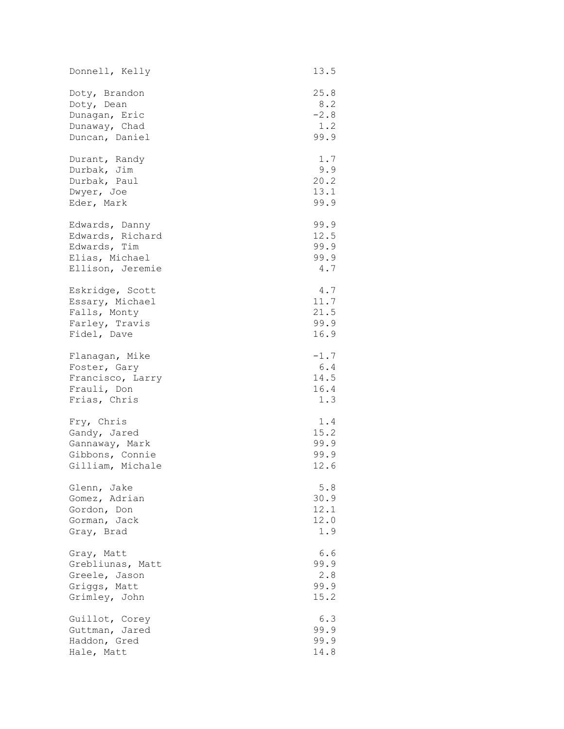| | |
|---|---|
| Donnell, Kelly | 13.5 |
| Doty, Brandon | 25.8 |
| Doty, Dean | 8.2 |
| Dunagan, Eric | -2.8 |
| Dunaway, Chad | 1.2 |
| Duncan, Daniel | 99.9 |
| Durant, Randy | 1.7 |
| Durbak, Jim | 9.9 |
| Durbak, Paul | 20.2 |
| Dwyer, Joe | 13.1 |
| Eder, Mark | 99.9 |
| Edwards, Danny | 99.9 |
| Edwards, Richard | 12.5 |
| Edwards, Tim | 99.9 |
| Elias, Michael | 99.9 |
| Ellison, Jeremie | 4.7 |
| Eskridge, Scott | 4.7 |
| Essary, Michael | 11.7 |
| Falls, Monty | 21.5 |
| Farley, Travis | 99.9 |
| Fidel, Dave | 16.9 |
| Flanagan, Mike | -1.7 |
| Foster, Gary | 6.4 |
| Francisco, Larry | 14.5 |
| Frauli, Don | 16.4 |
| Frias, Chris | 1.3 |
| Fry, Chris | 1.4 |
| Gandy, Jared | 15.2 |
| Gannaway, Mark | 99.9 |
| Gibbons, Connie | 99.9 |
| Gilliam, Michale | 12.6 |
| Glenn, Jake | 5.8 |
| Gomez, Adrian | 30.9 |
| Gordon, Don | 12.1 |
| Gorman, Jack | 12.0 |
| Gray, Brad | 1.9 |
| Gray, Matt | 6.6 |
| Grebliunas, Matt | 99.9 |
| Greele, Jason | 2.8 |
| Griggs, Matt | 99.9 |
| Grimley, John | 15.2 |
| Guillot, Corey | 6.3 |
| Guttman, Jared | 99.9 |
| Haddon, Gred | 99.9 |
| Hale, Matt | 14.8 |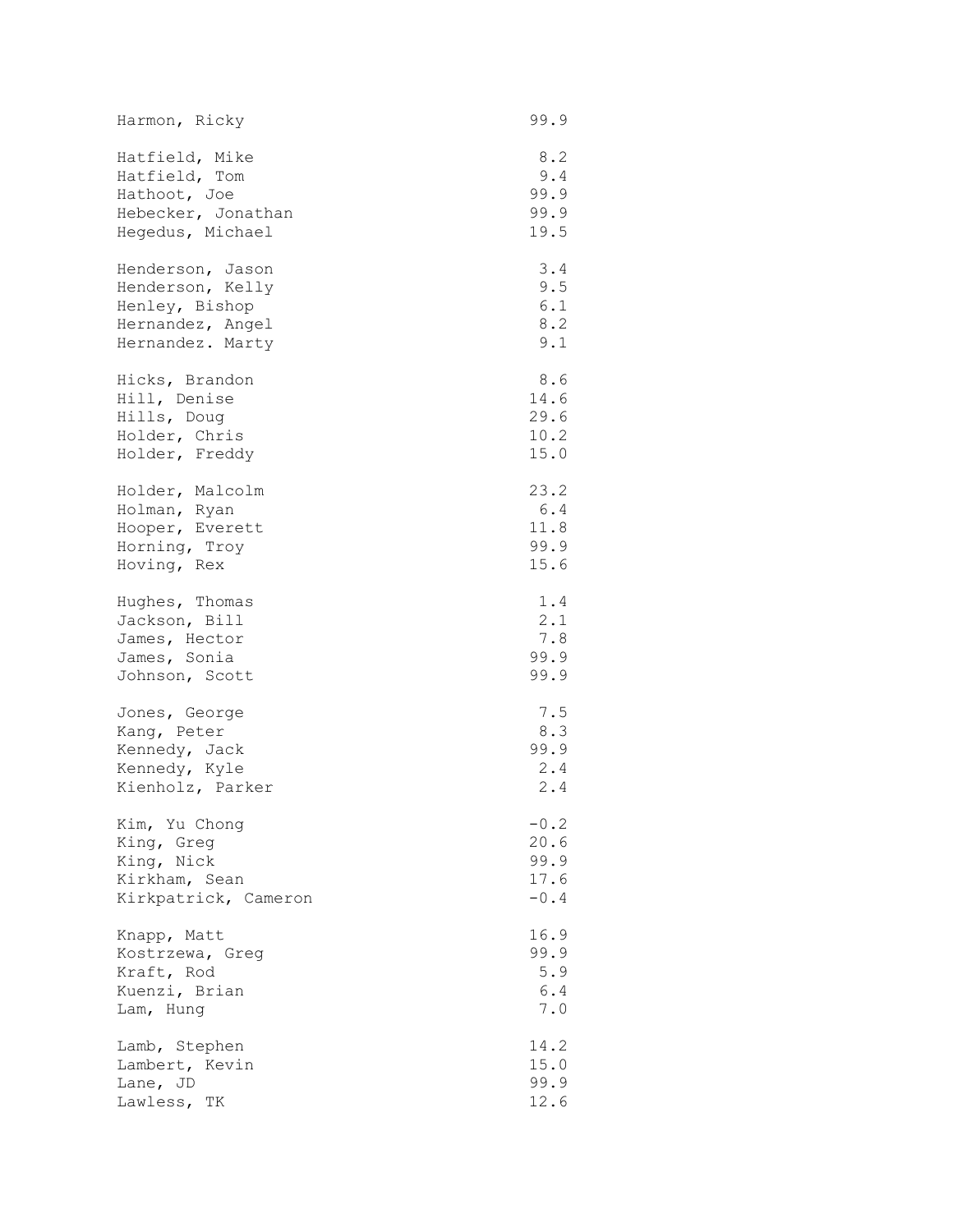| | |
|---|---|
| Harmon, Ricky | 99.9 |
| Hatfield, Mike | 8.2 |
| Hatfield, Tom | 9.4 |
| Hathoot, Joe | 99.9 |
| Hebecker, Jonathan | 99.9 |
| Hegedus, Michael | 19.5 |
| Henderson, Jason | 3.4 |
| Henderson, Kelly | 9.5 |
| Henley, Bishop | 6.1 |
| Hernandez, Angel | 8.2 |
| Hernandez. Marty | 9.1 |
| Hicks, Brandon | 8.6 |
| Hill, Denise | 14.6 |
| Hills, Doug | 29.6 |
| Holder, Chris | 10.2 |
| Holder, Freddy | 15.0 |
| Holder, Malcolm | 23.2 |
| Holman, Ryan | 6.4 |
| Hooper, Everett | 11.8 |
| Horning, Troy | 99.9 |
| Hoving, Rex | 15.6 |
| Hughes, Thomas | 1.4 |
| Jackson, Bill | 2.1 |
| James, Hector | 7.8 |
| James, Sonia | 99.9 |
| Johnson, Scott | 99.9 |
| Jones, George | 7.5 |
| Kang, Peter | 8.3 |
| Kennedy, Jack | 99.9 |
| Kennedy, Kyle | 2.4 |
| Kienholz, Parker | 2.4 |
| Kim, Yu Chong | -0.2 |
| King, Greg | 20.6 |
| King, Nick | 99.9 |
| Kirkham, Sean | 17.6 |
| Kirkpatrick, Cameron | -0.4 |
| Knapp, Matt | 16.9 |
| Kostrzewa, Greg | 99.9 |
| Kraft, Rod | 5.9 |
| Kuenzi, Brian | 6.4 |
| Lam, Hung | 7.0 |
| Lamb, Stephen | 14.2 |
| Lambert, Kevin | 15.0 |
| Lane, JD | 99.9 |
| Lawless, TK | 12.6 |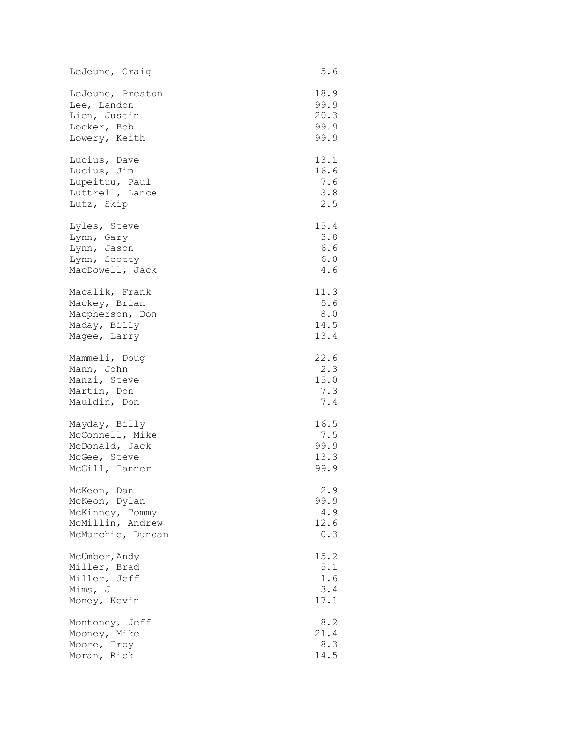| Name | Value |
|---|---|
| LeJeune, Craig | 5.6 |
| LeJeune, Preston | 18.9 |
| Lee, Landon | 99.9 |
| Lien, Justin | 20.3 |
| Locker, Bob | 99.9 |
| Lowery, Keith | 99.9 |
| Lucius, Dave | 13.1 |
| Lucius, Jim | 16.6 |
| Lupeituu, Paul | 7.6 |
| Luttrell, Lance | 3.8 |
| Lutz, Skip | 2.5 |
| Lyles, Steve | 15.4 |
| Lynn, Gary | 3.8 |
| Lynn, Jason | 6.6 |
| Lynn, Scotty | 6.0 |
| MacDowell, Jack | 4.6 |
| Macalik, Frank | 11.3 |
| Mackey, Brian | 5.6 |
| Macpherson, Don | 8.0 |
| Maday, Billy | 14.5 |
| Magee, Larry | 13.4 |
| Mammeli, Doug | 22.6 |
| Mann, John | 2.3 |
| Manzi, Steve | 15.0 |
| Martin, Don | 7.3 |
| Mauldin, Don | 7.4 |
| Mayday, Billy | 16.5 |
| McConnell, Mike | 7.5 |
| McDonald, Jack | 99.9 |
| McGee, Steve | 13.3 |
| McGill, Tanner | 99.9 |
| McKeon, Dan | 2.9 |
| McKeon, Dylan | 99.9 |
| McKinney, Tommy | 4.9 |
| McMillin, Andrew | 12.6 |
| McMurchie, Duncan | 0.3 |
| McUmber,Andy | 15.2 |
| Miller, Brad | 5.1 |
| Miller, Jeff | 1.6 |
| Mims, J | 3.4 |
| Money, Kevin | 17.1 |
| Montoney, Jeff | 8.2 |
| Mooney, Mike | 21.4 |
| Moore, Troy | 8.3 |
| Moran, Rick | 14.5 |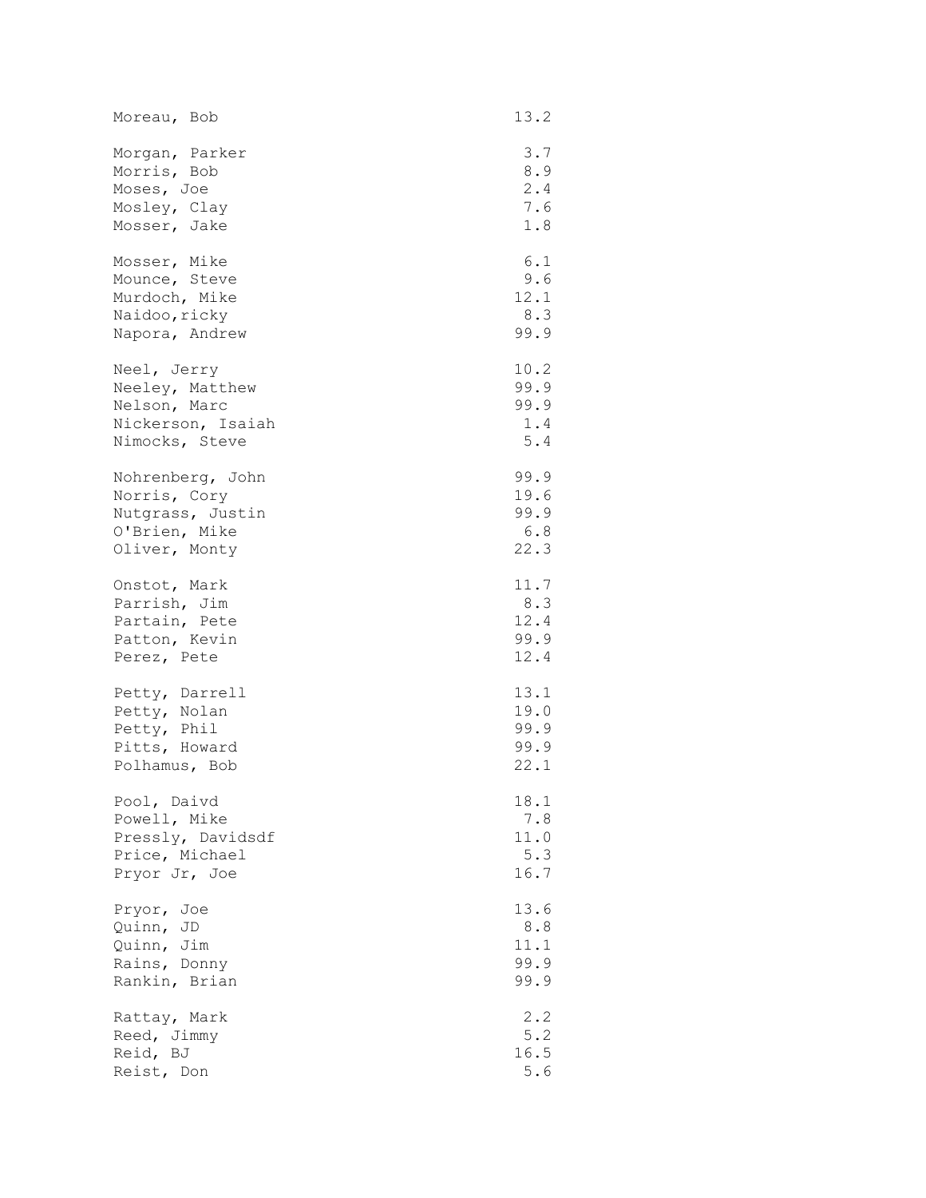| Name | Value |
|---|---|
| Moreau, Bob | 13.2 |
| Morgan, Parker | 3.7 |
| Morris, Bob | 8.9 |
| Moses, Joe | 2.4 |
| Mosley, Clay | 7.6 |
| Mosser, Jake | 1.8 |
| Mosser, Mike | 6.1 |
| Mounce, Steve | 9.6 |
| Murdoch, Mike | 12.1 |
| Naidoo,ricky | 8.3 |
| Napora, Andrew | 99.9 |
| Neel, Jerry | 10.2 |
| Neeley, Matthew | 99.9 |
| Nelson, Marc | 99.9 |
| Nickerson, Isaiah | 1.4 |
| Nimocks, Steve | 5.4 |
| Nohrenberg, John | 99.9 |
| Norris, Cory | 19.6 |
| Nutgrass, Justin | 99.9 |
| O'Brien, Mike | 6.8 |
| Oliver, Monty | 22.3 |
| Onstot, Mark | 11.7 |
| Parrish, Jim | 8.3 |
| Partain, Pete | 12.4 |
| Patton, Kevin | 99.9 |
| Perez, Pete | 12.4 |
| Petty, Darrell | 13.1 |
| Petty, Nolan | 19.0 |
| Petty, Phil | 99.9 |
| Pitts, Howard | 99.9 |
| Polhamus, Bob | 22.1 |
| Pool, Daivd | 18.1 |
| Powell, Mike | 7.8 |
| Pressly, Davidsdf | 11.0 |
| Price, Michael | 5.3 |
| Pryor Jr, Joe | 16.7 |
| Pryor, Joe | 13.6 |
| Quinn, JD | 8.8 |
| Quinn, Jim | 11.1 |
| Rains, Donny | 99.9 |
| Rankin, Brian | 99.9 |
| Rattay, Mark | 2.2 |
| Reed, Jimmy | 5.2 |
| Reid, BJ | 16.5 |
| Reist, Don | 5.6 |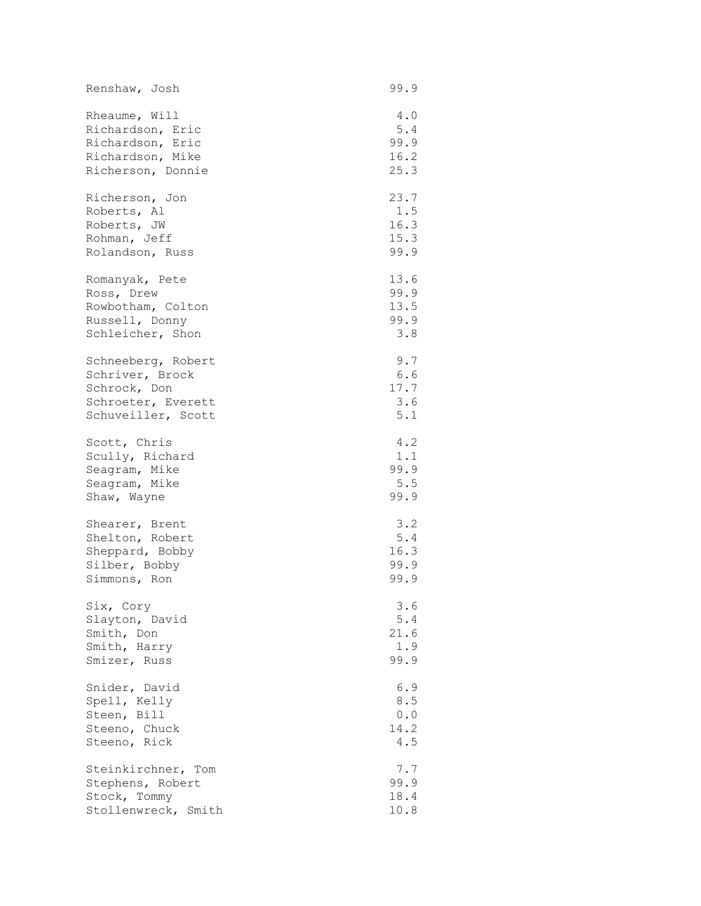| | |
|---|---|
| Renshaw, Josh | 99.9 |
| Rheaume, Will | 4.0 |
| Richardson, Eric | 5.4 |
| Richardson, Eric | 99.9 |
| Richardson, Mike | 16.2 |
| Richerson, Donnie | 25.3 |
| Richerson, Jon | 23.7 |
| Roberts, Al | 1.5 |
| Roberts, JW | 16.3 |
| Rohman, Jeff | 15.3 |
| Rolandson, Russ | 99.9 |
| Romanyak, Pete | 13.6 |
| Ross, Drew | 99.9 |
| Rowbotham, Colton | 13.5 |
| Russell, Donny | 99.9 |
| Schleicher, Shon | 3.8 |
| Schneeberg, Robert | 9.7 |
| Schriver, Brock | 6.6 |
| Schrock, Don | 17.7 |
| Schroeter, Everett | 3.6 |
| Schuveiller, Scott | 5.1 |
| Scott, Chris | 4.2 |
| Scully, Richard | 1.1 |
| Seagram, Mike | 99.9 |
| Seagram, Mike | 5.5 |
| Shaw, Wayne | 99.9 |
| Shearer, Brent | 3.2 |
| Shelton, Robert | 5.4 |
| Sheppard, Bobby | 16.3 |
| Silber, Bobby | 99.9 |
| Simmons, Ron | 99.9 |
| Six, Cory | 3.6 |
| Slayton, David | 5.4 |
| Smith, Don | 21.6 |
| Smith, Harry | 1.9 |
| Smizer, Russ | 99.9 |
| Snider, David | 6.9 |
| Spell, Kelly | 8.5 |
| Steen, Bill | 0.0 |
| Steeno, Chuck | 14.2 |
| Steeno, Rick | 4.5 |
| Steinkirchner, Tom | 7.7 |
| Stephens, Robert | 99.9 |
| Stock, Tommy | 18.4 |
| Stollenwreck, Smith | 10.8 |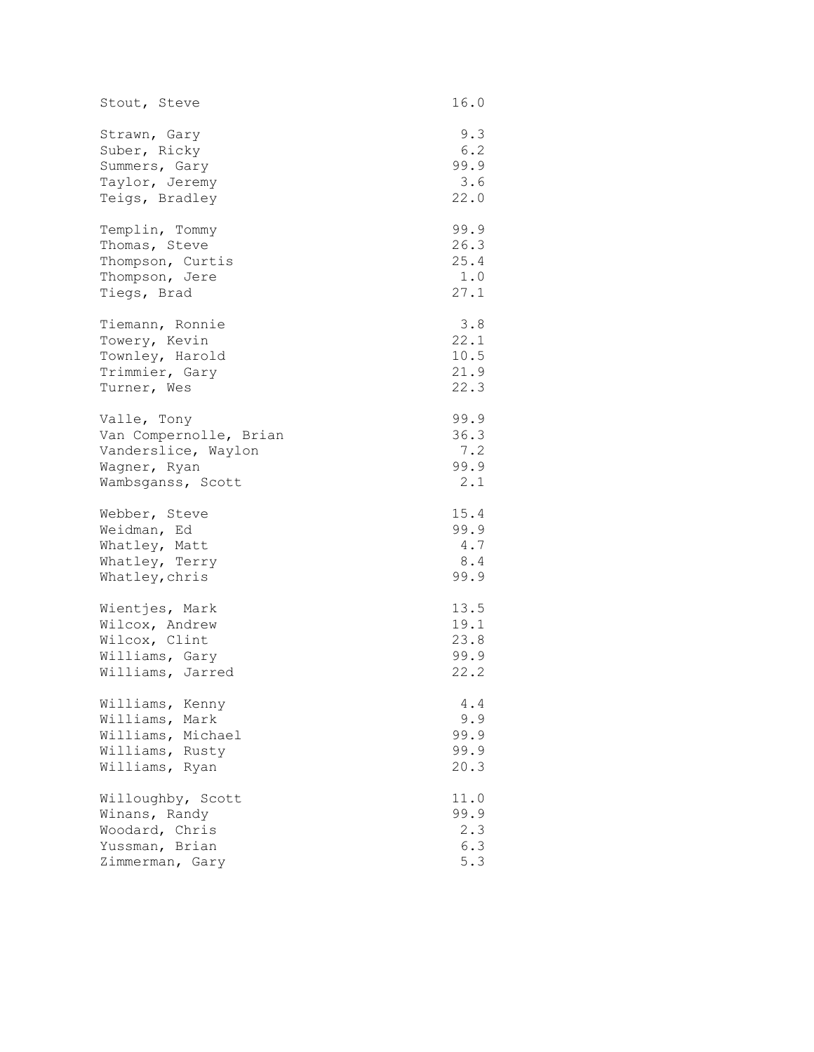| | |
|---|---|
| Stout, Steve | 16.0 |
| Strawn, Gary | 9.3 |
| Suber, Ricky | 6.2 |
| Summers, Gary | 99.9 |
| Taylor, Jeremy | 3.6 |
| Teigs, Bradley | 22.0 |
| Templin, Tommy | 99.9 |
| Thomas, Steve | 26.3 |
| Thompson, Curtis | 25.4 |
| Thompson, Jere | 1.0 |
| Tiegs, Brad | 27.1 |
| Tiemann, Ronnie | 3.8 |
| Towery, Kevin | 22.1 |
| Townley, Harold | 10.5 |
| Trimmier, Gary | 21.9 |
| Turner, Wes | 22.3 |
| Valle, Tony | 99.9 |
| Van Compernolle, Brian | 36.3 |
| Vanderslice, Waylon | 7.2 |
| Wagner, Ryan | 99.9 |
| Wambsganss, Scott | 2.1 |
| Webber, Steve | 15.4 |
| Weidman, Ed | 99.9 |
| Whatley, Matt | 4.7 |
| Whatley, Terry | 8.4 |
| Whatley,chris | 99.9 |
| Wientjes, Mark | 13.5 |
| Wilcox, Andrew | 19.1 |
| Wilcox, Clint | 23.8 |
| Williams, Gary | 99.9 |
| Williams, Jarred | 22.2 |
| Williams, Kenny | 4.4 |
| Williams, Mark | 9.9 |
| Williams, Michael | 99.9 |
| Williams, Rusty | 99.9 |
| Williams, Ryan | 20.3 |
| Willoughby, Scott | 11.0 |
| Winans, Randy | 99.9 |
| Woodard, Chris | 2.3 |
| Yussman, Brian | 6.3 |
| Zimmerman, Gary | 5.3 |